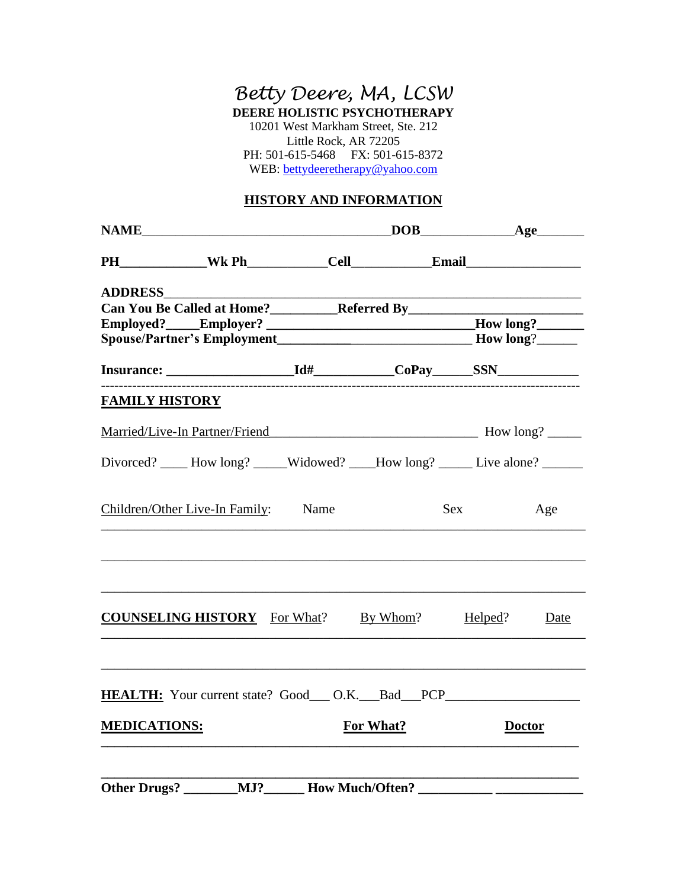# *Betty Deere, MA, LCSW*

**DEERE HOLISTIC PSYCHOTHERAPY**

10201 West Markham Street, Ste. 212
Little Rock, AR 72205
PH: 501-615-5468    FX: 501-615-8372
WEB: bettydeeretherapy@yahoo.com

## HISTORY AND INFORMATION

**NAME**_____________________________________**DOB**______________**Age**_______

**PH**_____________**Wk Ph**____________**Cell**____________**Email**_________________

**ADDRESS**_______________________________________________________________

**Can You Be Called at Home?**__________**Referred By**_________________________

**Employed?**_____**Employer?** ______________________________**How long?**_______

**Spouse/Partner's Employment**___________ _________________ **How long**?______

**Insurance:** ___________________**Id#**____________**CoPay**______**SSN**____________

---

## FAMILY HISTORY

Married/Live-In Partner/Friend_______________________________ How long? _____

Divorced? ____ How long? _____Widowed? ____How long? _____ Live alone? ______

Children/Other Live-In Family:    Name    Sex    Age

___________________________________________________________________________

___________________________________________________________________________

___________________________________________________________________________

**COUNSELING HISTORY**    For What?    By Whom?    Helped?    Date

___________________________________________________________________________

___________________________________________________________________________

**HEALTH:** Your current state? Good___ O.K.___Bad___PCP____________________

**MEDICATIONS:**    **For What?**    **Doctor**

___________________________________________________________________________

___________________________________________________________________________

**Other Drugs?** ________**MJ?**______ **How Much/Often?** ___________ _____________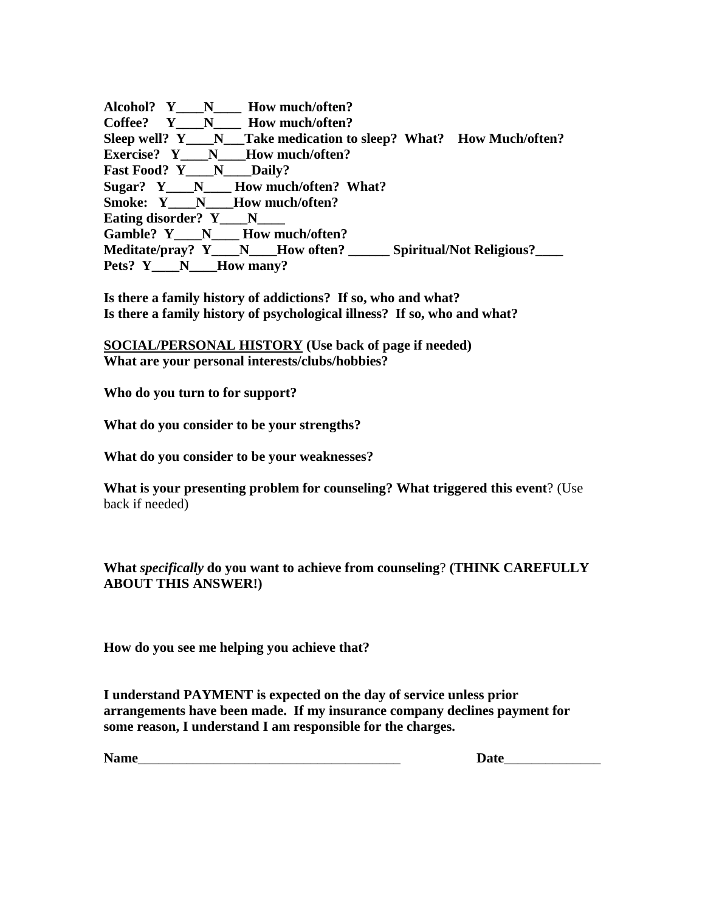**Alcohol? Y____N____ How much/often?**
**Coffee? Y____N____ How much/often?**
**Sleep well? Y____N___Take medication to sleep? What? How Much/often?**
**Exercise? Y____N____How much/often?**
**Fast Food? Y____N____Daily?**
**Sugar? Y____N____ How much/often? What?**
**Smoke: Y____N____How much/often?**
**Eating disorder? Y____N____**
**Gamble? Y____N____ How much/often?**
**Meditate/pray? Y____N____How often? ______ Spiritual/Not Religious?____**
**Pets? Y____N____How many?**

**Is there a family history of addictions? If so, who and what?**
**Is there a family history of psychological illness? If so, who and what?**

**<u>SOCIAL/PERSONAL HISTORY</u> (Use back of page if needed)**
**What are your personal interests/clubs/hobbies?**

**Who do you turn to for support?**

**What do you consider to be your strengths?**

**What do you consider to be your weaknesses?**

**What is your presenting problem for counseling? What triggered this event**? (Use back if needed)

**What *specifically* do you want to achieve from counseling**? **(THINK CAREFULLY ABOUT THIS ANSWER!)**

**How do you see me helping you achieve that?**

**I understand PAYMENT is expected on the day of service unless prior arrangements have been made. If my insurance company declines payment for some reason, I understand I am responsible for the charges.**

**Name**_______________________________________ **Date**______________